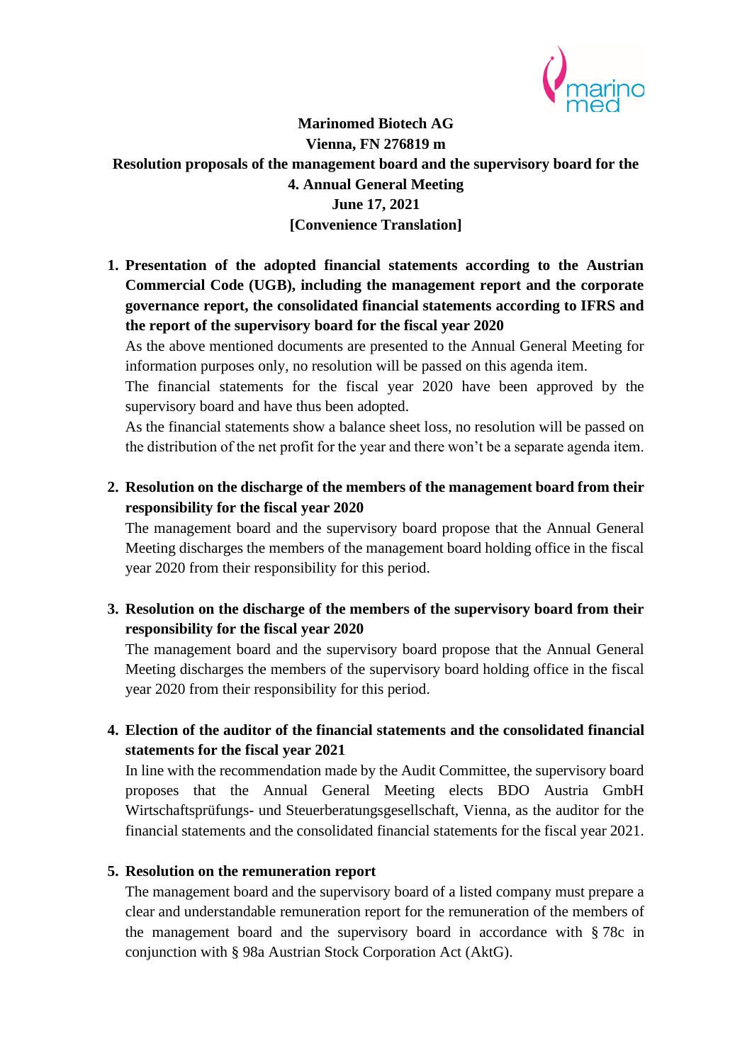**Marinomed Biotech AG**

**Vienna, FN 276819 m**

**Resolution proposals of the management board and the supervisory board for the 4. Annual General Meeting**

**June 17, 2021**

**[Convenience Translation]**

1. **Presentation of the adopted financial statements according to the Austrian Commercial Code (UGB), including the management report and the corporate governance report, the consolidated financial statements according to IFRS and the report of the supervisory board for the fiscal year 2020**

   As the above mentioned documents are presented to the Annual General Meeting for information purposes only, no resolution will be passed on this agenda item.

   The financial statements for the fiscal year 2020 have been approved by the supervisory board and have thus been adopted.

   As the financial statements show a balance sheet loss, no resolution will be passed on the distribution of the net profit for the year and there won't be a separate agenda item.

2. **Resolution on the discharge of the members of the management board from their responsibility for the fiscal year 2020**

   The management board and the supervisory board propose that the Annual General Meeting discharges the members of the management board holding office in the fiscal year 2020 from their responsibility for this period.

3. **Resolution on the discharge of the members of the supervisory board from their responsibility for the fiscal year 2020**

   The management board and the supervisory board propose that the Annual General Meeting discharges the members of the supervisory board holding office in the fiscal year 2020 from their responsibility for this period.

4. **Election of the auditor of the financial statements and the consolidated financial statements for the fiscal year 2021**

   In line with the recommendation made by the Audit Committee, the supervisory board proposes that the Annual General Meeting elects BDO Austria GmbH Wirtschaftsprüfungs- und Steuerberatungsgesellschaft, Vienna, as the auditor for the financial statements and the consolidated financial statements for the fiscal year 2021.

5. **Resolution on the remuneration report**

   The management board and the supervisory board of a listed company must prepare a clear and understandable remuneration report for the remuneration of the members of the management board and the supervisory board in accordance with § 78c in conjunction with § 98a Austrian Stock Corporation Act (AktG).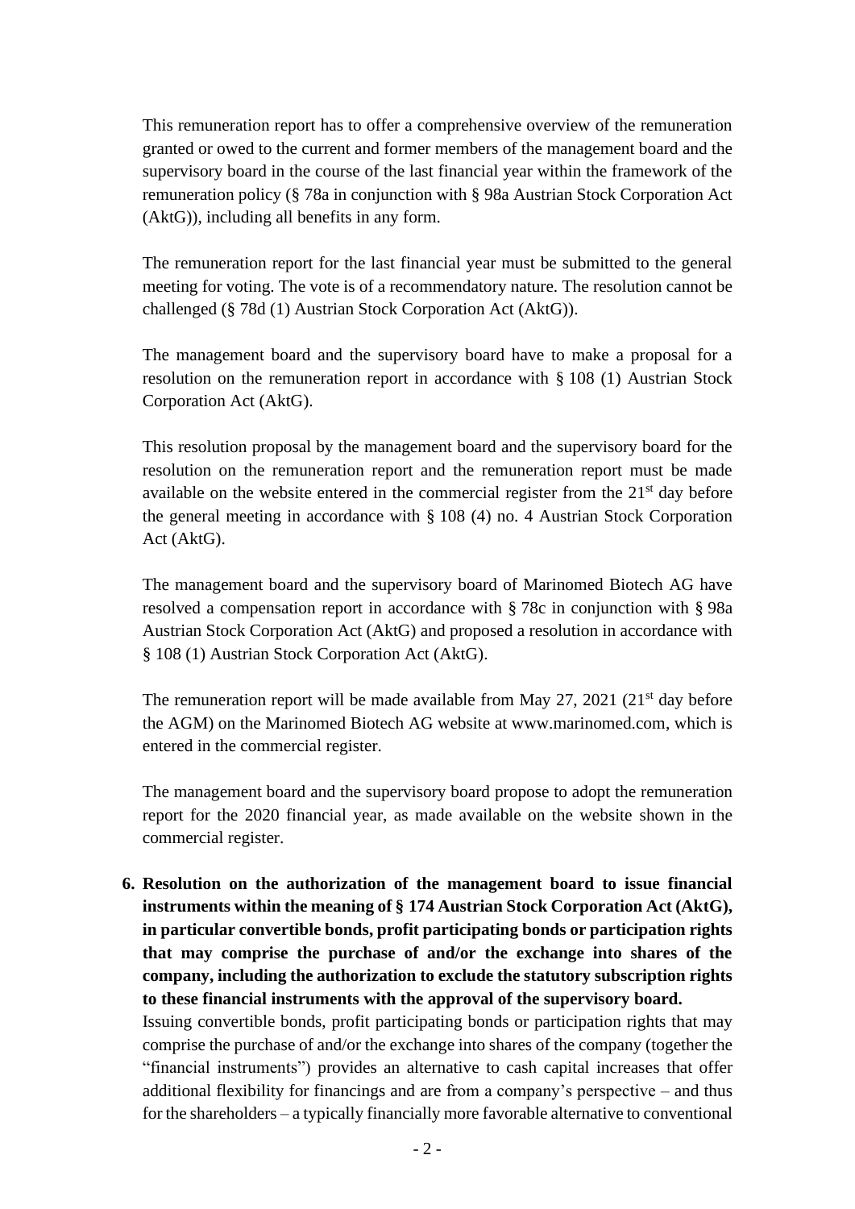This remuneration report has to offer a comprehensive overview of the remuneration granted or owed to the current and former members of the management board and the supervisory board in the course of the last financial year within the framework of the remuneration policy (§ 78a in conjunction with § 98a Austrian Stock Corporation Act (AktG)), including all benefits in any form.

The remuneration report for the last financial year must be submitted to the general meeting for voting. The vote is of a recommendatory nature. The resolution cannot be challenged (§ 78d (1) Austrian Stock Corporation Act (AktG)).

The management board and the supervisory board have to make a proposal for a resolution on the remuneration report in accordance with § 108 (1) Austrian Stock Corporation Act (AktG).

This resolution proposal by the management board and the supervisory board for the resolution on the remuneration report and the remuneration report must be made available on the website entered in the commercial register from the 21st day before the general meeting in accordance with § 108 (4) no. 4 Austrian Stock Corporation Act (AktG).

The management board and the supervisory board of Marinomed Biotech AG have resolved a compensation report in accordance with § 78c in conjunction with § 98a Austrian Stock Corporation Act (AktG) and proposed a resolution in accordance with § 108 (1) Austrian Stock Corporation Act (AktG).

The remuneration report will be made available from May 27, 2021 (21st day before the AGM) on the Marinomed Biotech AG website at www.marinomed.com, which is entered in the commercial register.

The management board and the supervisory board propose to adopt the remuneration report for the 2020 financial year, as made available on the website shown in the commercial register.

6. **Resolution on the authorization of the management board to issue financial instruments within the meaning of § 174 Austrian Stock Corporation Act (AktG), in particular convertible bonds, profit participating bonds or participation rights that may comprise the purchase of and/or the exchange into shares of the company, including the authorization to exclude the statutory subscription rights to these financial instruments with the approval of the supervisory board.**

   Issuing convertible bonds, profit participating bonds or participation rights that may comprise the purchase of and/or the exchange into shares of the company (together the "financial instruments") provides an alternative to cash capital increases that offer additional flexibility for financings and are from a company's perspective – and thus for the shareholders – a typically financially more favorable alternative to conventional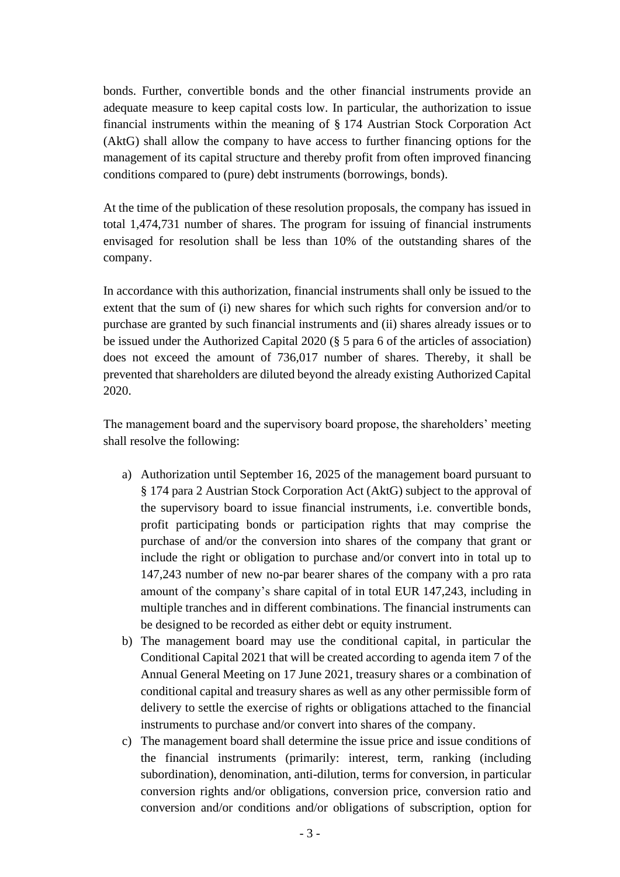bonds. Further, convertible bonds and the other financial instruments provide an adequate measure to keep capital costs low. In particular, the authorization to issue financial instruments within the meaning of § 174 Austrian Stock Corporation Act (AktG) shall allow the company to have access to further financing options for the management of its capital structure and thereby profit from often improved financing conditions compared to (pure) debt instruments (borrowings, bonds).

At the time of the publication of these resolution proposals, the company has issued in total 1,474,731 number of shares. The program for issuing of financial instruments envisaged for resolution shall be less than 10% of the outstanding shares of the company.

In accordance with this authorization, financial instruments shall only be issued to the extent that the sum of (i) new shares for which such rights for conversion and/or to purchase are granted by such financial instruments and (ii) shares already issues or to be issued under the Authorized Capital 2020 (§ 5 para 6 of the articles of association) does not exceed the amount of 736,017 number of shares. Thereby, it shall be prevented that shareholders are diluted beyond the already existing Authorized Capital 2020.

The management board and the supervisory board propose, the shareholders' meeting shall resolve the following:

a) Authorization until September 16, 2025 of the management board pursuant to § 174 para 2 Austrian Stock Corporation Act (AktG) subject to the approval of the supervisory board to issue financial instruments, i.e. convertible bonds, profit participating bonds or participation rights that may comprise the purchase of and/or the conversion into shares of the company that grant or include the right or obligation to purchase and/or convert into in total up to 147,243 number of new no-par bearer shares of the company with a pro rata amount of the company's share capital of in total EUR 147,243, including in multiple tranches and in different combinations. The financial instruments can be designed to be recorded as either debt or equity instrument.
b) The management board may use the conditional capital, in particular the Conditional Capital 2021 that will be created according to agenda item 7 of the Annual General Meeting on 17 June 2021, treasury shares or a combination of conditional capital and treasury shares as well as any other permissible form of delivery to settle the exercise of rights or obligations attached to the financial instruments to purchase and/or convert into shares of the company.
c) The management board shall determine the issue price and issue conditions of the financial instruments (primarily: interest, term, ranking (including subordination), denomination, anti-dilution, terms for conversion, in particular conversion rights and/or obligations, conversion price, conversion ratio and conversion and/or conditions and/or obligations of subscription, option for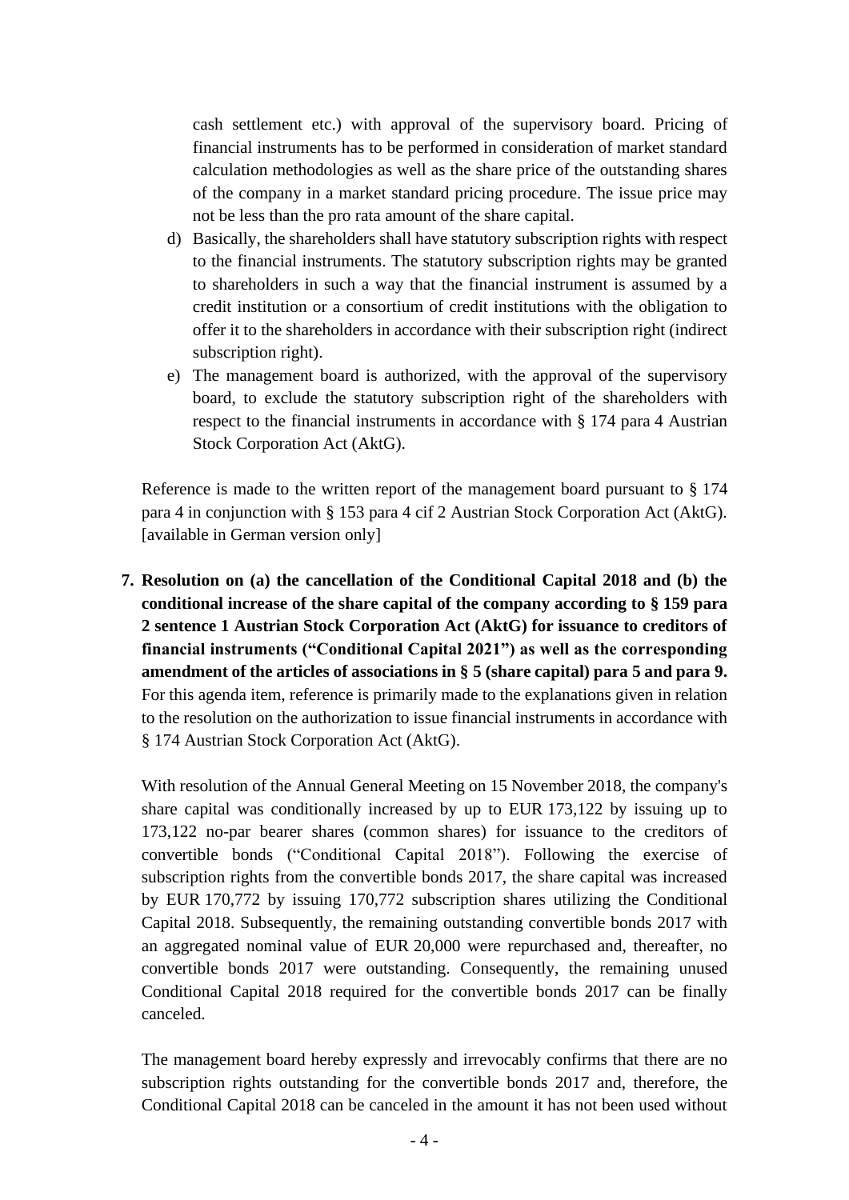cash settlement etc.) with approval of the supervisory board. Pricing of financial instruments has to be performed in consideration of market standard calculation methodologies as well as the share price of the outstanding shares of the company in a market standard pricing procedure. The issue price may not be less than the pro rata amount of the share capital.

d) Basically, the shareholders shall have statutory subscription rights with respect to the financial instruments. The statutory subscription rights may be granted to shareholders in such a way that the financial instrument is assumed by a credit institution or a consortium of credit institutions with the obligation to offer it to the shareholders in accordance with their subscription right (indirect subscription right).

e) The management board is authorized, with the approval of the supervisory board, to exclude the statutory subscription right of the shareholders with respect to the financial instruments in accordance with § 174 para 4 Austrian Stock Corporation Act (AktG).

Reference is made to the written report of the management board pursuant to § 174 para 4 in conjunction with § 153 para 4 cif 2 Austrian Stock Corporation Act (AktG). [available in German version only]

**7. Resolution on (a) the cancellation of the Conditional Capital 2018 and (b) the conditional increase of the share capital of the company according to § 159 para 2 sentence 1 Austrian Stock Corporation Act (AktG) for issuance to creditors of financial instruments ("Conditional Capital 2021") as well as the corresponding amendment of the articles of associations in § 5 (share capital) para 5 and para 9.** For this agenda item, reference is primarily made to the explanations given in relation to the resolution on the authorization to issue financial instruments in accordance with § 174 Austrian Stock Corporation Act (AktG).

With resolution of the Annual General Meeting on 15 November 2018, the company's share capital was conditionally increased by up to EUR 173,122 by issuing up to 173,122 no-par bearer shares (common shares) for issuance to the creditors of convertible bonds ("Conditional Capital 2018"). Following the exercise of subscription rights from the convertible bonds 2017, the share capital was increased by EUR 170,772 by issuing 170,772 subscription shares utilizing the Conditional Capital 2018. Subsequently, the remaining outstanding convertible bonds 2017 with an aggregated nominal value of EUR 20,000 were repurchased and, thereafter, no convertible bonds 2017 were outstanding. Consequently, the remaining unused Conditional Capital 2018 required for the convertible bonds 2017 can be finally canceled.

The management board hereby expressly and irrevocably confirms that there are no subscription rights outstanding for the convertible bonds 2017 and, therefore, the Conditional Capital 2018 can be canceled in the amount it has not been used without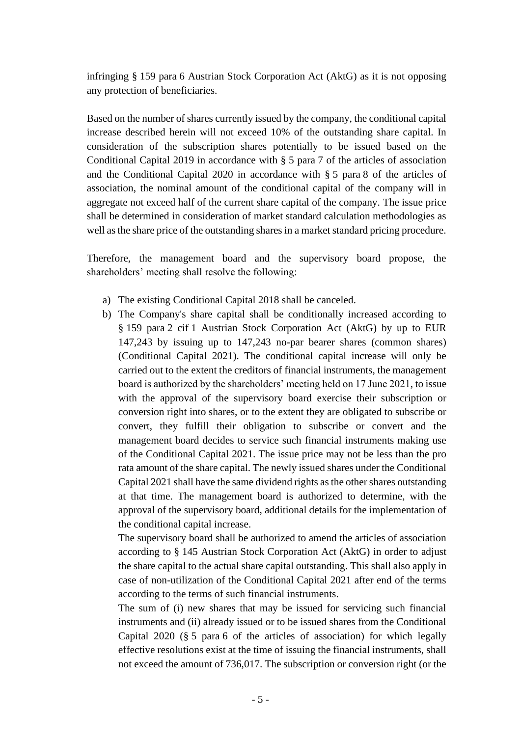infringing § 159 para 6 Austrian Stock Corporation Act (AktG) as it is not opposing any protection of beneficiaries.

Based on the number of shares currently issued by the company, the conditional capital increase described herein will not exceed 10% of the outstanding share capital. In consideration of the subscription shares potentially to be issued based on the Conditional Capital 2019 in accordance with § 5 para 7 of the articles of association and the Conditional Capital 2020 in accordance with § 5 para 8 of the articles of association, the nominal amount of the conditional capital of the company will in aggregate not exceed half of the current share capital of the company. The issue price shall be determined in consideration of market standard calculation methodologies as well as the share price of the outstanding shares in a market standard pricing procedure.

Therefore, the management board and the supervisory board propose, the shareholders' meeting shall resolve the following:

a) The existing Conditional Capital 2018 shall be canceled.

b) The Company's share capital shall be conditionally increased according to § 159 para 2 cif 1 Austrian Stock Corporation Act (AktG) by up to EUR 147,243 by issuing up to 147,243 no-par bearer shares (common shares) (Conditional Capital 2021). The conditional capital increase will only be carried out to the extent the creditors of financial instruments, the management board is authorized by the shareholders' meeting held on 17 June 2021, to issue with the approval of the supervisory board exercise their subscription or conversion right into shares, or to the extent they are obligated to subscribe or convert, they fulfill their obligation to subscribe or convert and the management board decides to service such financial instruments making use of the Conditional Capital 2021. The issue price may not be less than the pro rata amount of the share capital. The newly issued shares under the Conditional Capital 2021 shall have the same dividend rights as the other shares outstanding at that time. The management board is authorized to determine, with the approval of the supervisory board, additional details for the implementation of the conditional capital increase.

   The supervisory board shall be authorized to amend the articles of association according to § 145 Austrian Stock Corporation Act (AktG) in order to adjust the share capital to the actual share capital outstanding. This shall also apply in case of non-utilization of the Conditional Capital 2021 after end of the terms according to the terms of such financial instruments.

   The sum of (i) new shares that may be issued for servicing such financial instruments and (ii) already issued or to be issued shares from the Conditional Capital 2020 (§ 5 para 6 of the articles of association) for which legally effective resolutions exist at the time of issuing the financial instruments, shall not exceed the amount of 736,017. The subscription or conversion right (or the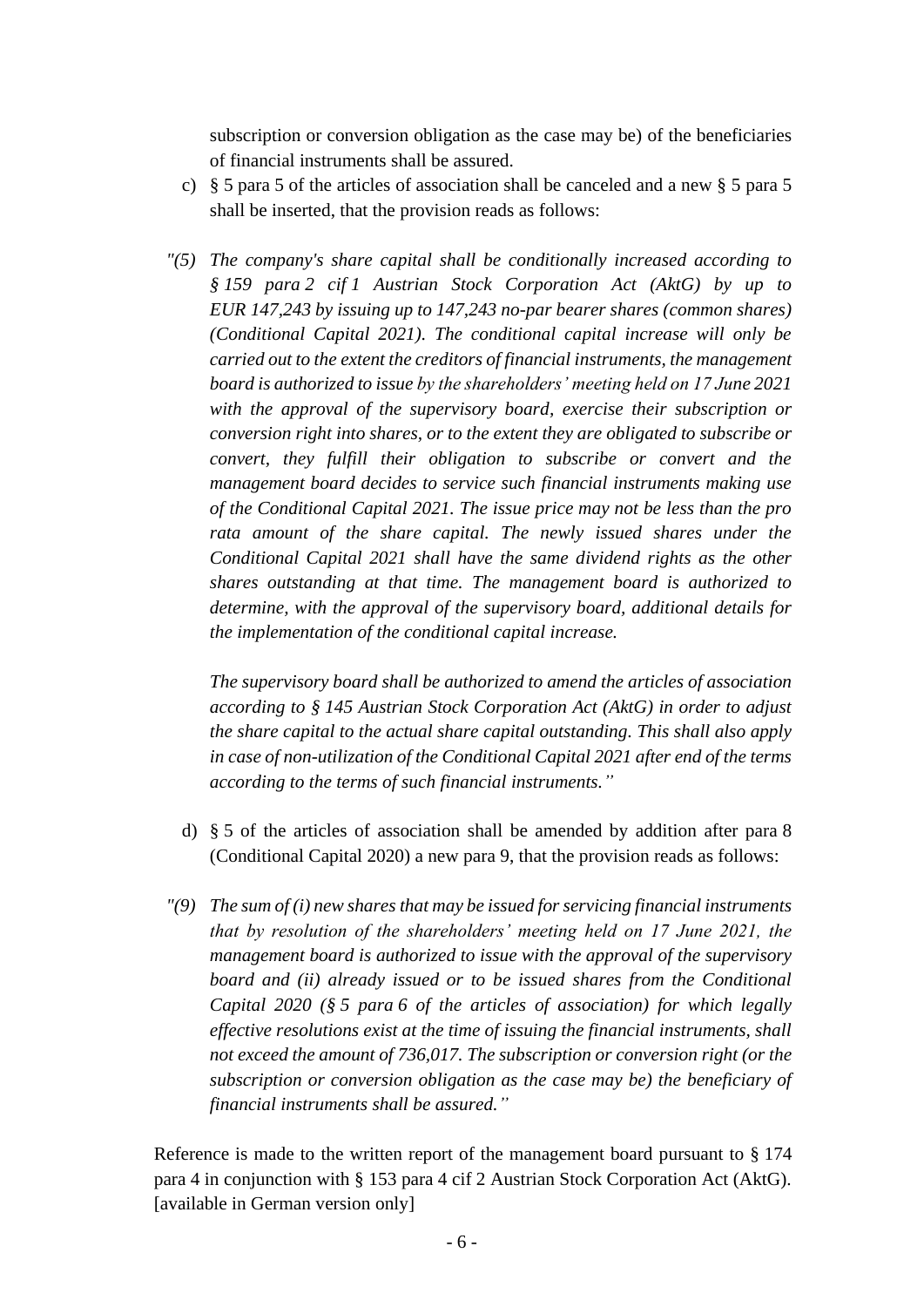subscription or conversion obligation as the case may be) of the beneficiaries of financial instruments shall be assured.

c) § 5 para 5 of the articles of association shall be canceled and a new § 5 para 5 shall be inserted, that the provision reads as follows:

*"(5) The company's share capital shall be conditionally increased according to § 159 para 2 cif 1 Austrian Stock Corporation Act (AktG) by up to EUR 147,243 by issuing up to 147,243 no-par bearer shares (common shares) (Conditional Capital 2021). The conditional capital increase will only be carried out to the extent the creditors of financial instruments, the management board is authorized to issue by the shareholders' meeting held on 17 June 2021 with the approval of the supervisory board, exercise their subscription or conversion right into shares, or to the extent they are obligated to subscribe or convert, they fulfill their obligation to subscribe or convert and the management board decides to service such financial instruments making use of the Conditional Capital 2021. The issue price may not be less than the pro rata amount of the share capital. The newly issued shares under the Conditional Capital 2021 shall have the same dividend rights as the other shares outstanding at that time. The management board is authorized to determine, with the approval of the supervisory board, additional details for the implementation of the conditional capital increase.*

*The supervisory board shall be authorized to amend the articles of association according to § 145 Austrian Stock Corporation Act (AktG) in order to adjust the share capital to the actual share capital outstanding. This shall also apply in case of non-utilization of the Conditional Capital 2021 after end of the terms according to the terms of such financial instruments."*

d) § 5 of the articles of association shall be amended by addition after para 8 (Conditional Capital 2020) a new para 9, that the provision reads as follows:

*"(9) The sum of (i) new shares that may be issued for servicing financial instruments that by resolution of the shareholders' meeting held on 17 June 2021, the management board is authorized to issue with the approval of the supervisory board and (ii) already issued or to be issued shares from the Conditional Capital 2020 (§ 5 para 6 of the articles of association) for which legally effective resolutions exist at the time of issuing the financial instruments, shall not exceed the amount of 736,017. The subscription or conversion right (or the subscription or conversion obligation as the case may be) the beneficiary of financial instruments shall be assured."*

Reference is made to the written report of the management board pursuant to § 174 para 4 in conjunction with § 153 para 4 cif 2 Austrian Stock Corporation Act (AktG). [available in German version only]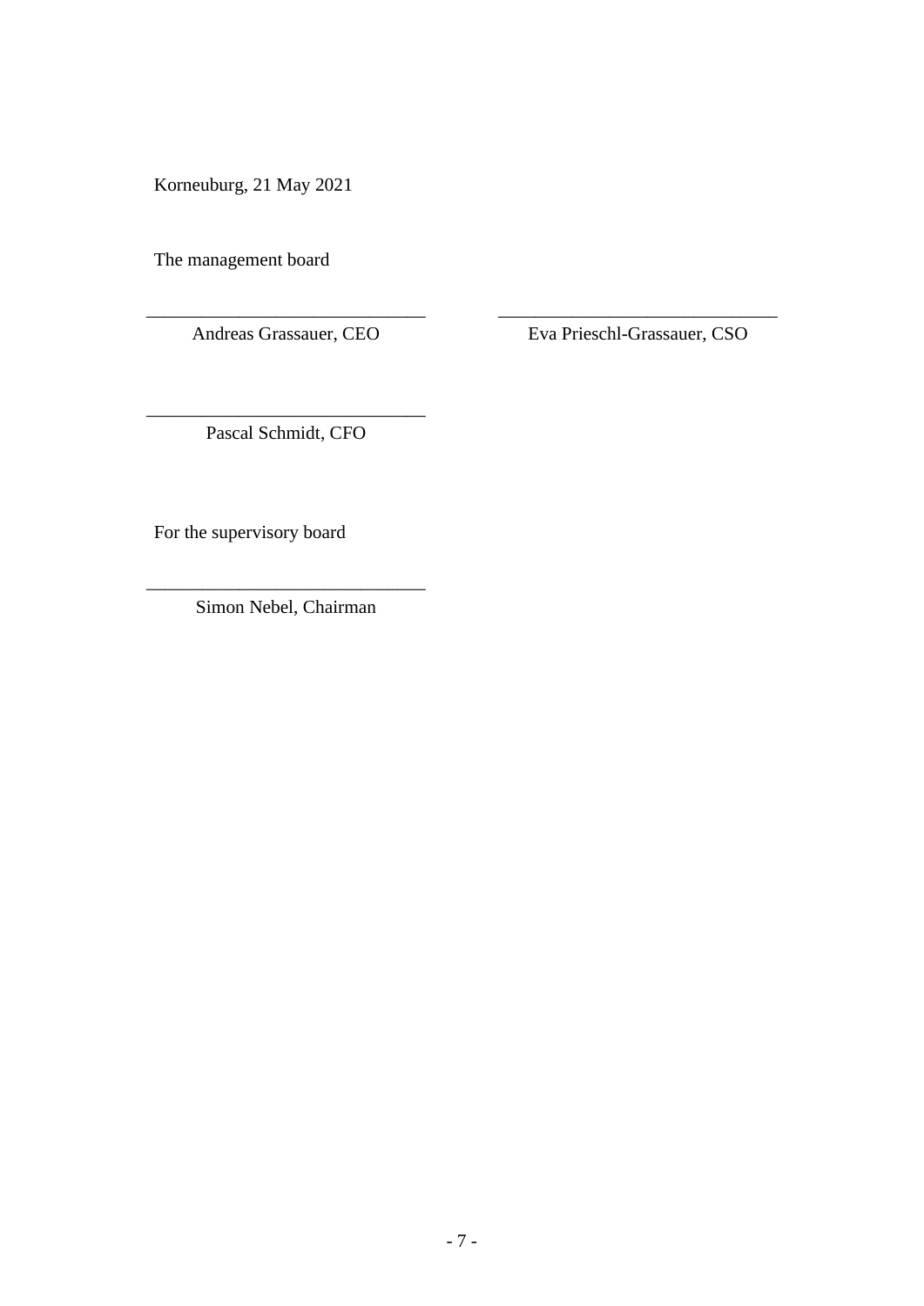Korneuburg, 21 May 2021

The management board

| | |
|---|---|
| _____________________________ | _____________________________ |
| Andreas Grassauer, CEO | Eva Prieschl-Grassauer, CSO |
| _____________________________ | |
| Pascal Schmidt, CFO | |

For the supervisory board

_____________________________

Simon Nebel, Chairman